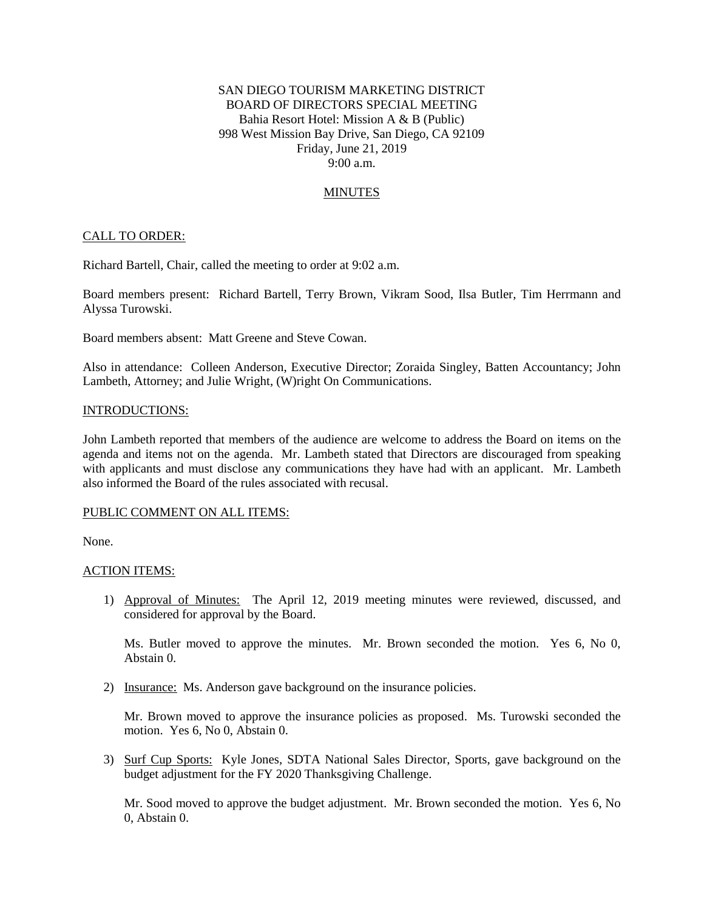SAN DIEGO TOURISM MARKETING DISTRICT
BOARD OF DIRECTORS SPECIAL MEETING
Bahia Resort Hotel: Mission A & B (Public)
998 West Mission Bay Drive, San Diego, CA 92109
Friday, June 21, 2019
9:00 a.m.

## MINUTES

### CALL TO ORDER:

Richard Bartell, Chair, called the meeting to order at 9:02 a.m.

Board members present: Richard Bartell, Terry Brown, Vikram Sood, Ilsa Butler, Tim Herrmann and Alyssa Turowski.

Board members absent: Matt Greene and Steve Cowan.

Also in attendance: Colleen Anderson, Executive Director; Zoraida Singley, Batten Accountancy; John Lambeth, Attorney; and Julie Wright, (W)right On Communications.

### INTRODUCTIONS:

John Lambeth reported that members of the audience are welcome to address the Board on items on the agenda and items not on the agenda. Mr. Lambeth stated that Directors are discouraged from speaking with applicants and must disclose any communications they have had with an applicant. Mr. Lambeth also informed the Board of the rules associated with recusal.

### PUBLIC COMMENT ON ALL ITEMS:

None.

### ACTION ITEMS:

1) Approval of Minutes: The April 12, 2019 meeting minutes were reviewed, discussed, and considered for approval by the Board.

   Ms. Butler moved to approve the minutes. Mr. Brown seconded the motion. Yes 6, No 0, Abstain 0.

2) Insurance: Ms. Anderson gave background on the insurance policies.

   Mr. Brown moved to approve the insurance policies as proposed. Ms. Turowski seconded the motion. Yes 6, No 0, Abstain 0.

3) Surf Cup Sports: Kyle Jones, SDTA National Sales Director, Sports, gave background on the budget adjustment for the FY 2020 Thanksgiving Challenge.

   Mr. Sood moved to approve the budget adjustment. Mr. Brown seconded the motion. Yes 6, No 0, Abstain 0.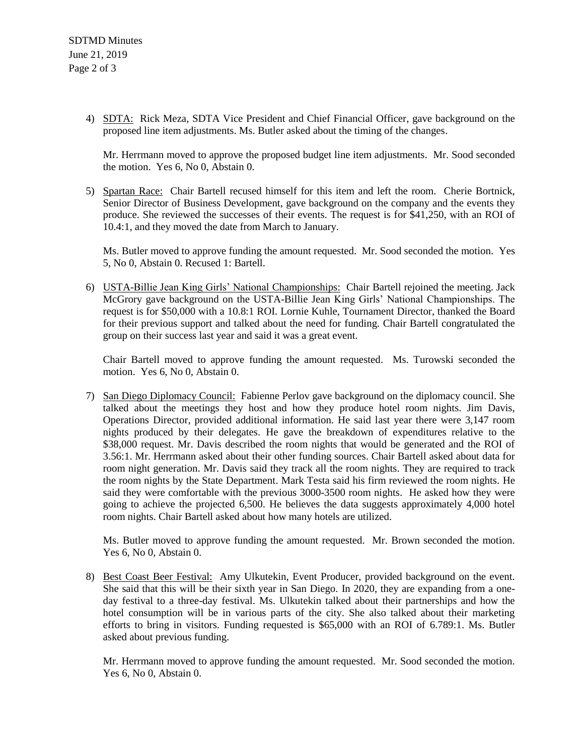4) <u>SDTA:</u> Rick Meza, SDTA Vice President and Chief Financial Officer, gave background on the proposed line item adjustments. Ms. Butler asked about the timing of the changes.

   Mr. Herrmann moved to approve the proposed budget line item adjustments. Mr. Sood seconded the motion. Yes 6, No 0, Abstain 0.

5) <u>Spartan Race:</u> Chair Bartell recused himself for this item and left the room. Cherie Bortnick, Senior Director of Business Development, gave background on the company and the events they produce. She reviewed the successes of their events. The request is for $41,250, with an ROI of 10.4:1, and they moved the date from March to January.

   Ms. Butler moved to approve funding the amount requested. Mr. Sood seconded the motion. Yes 5, No 0, Abstain 0. Recused 1: Bartell.

6) <u>USTA-Billie Jean King Girls' National Championships:</u> Chair Bartell rejoined the meeting. Jack McGrory gave background on the USTA-Billie Jean King Girls' National Championships. The request is for $50,000 with a 10.8:1 ROI. Lornie Kuhle, Tournament Director, thanked the Board for their previous support and talked about the need for funding. Chair Bartell congratulated the group on their success last year and said it was a great event.

   Chair Bartell moved to approve funding the amount requested. Ms. Turowski seconded the motion. Yes 6, No 0, Abstain 0.

7) <u>San Diego Diplomacy Council:</u> Fabienne Perlov gave background on the diplomacy council. She talked about the meetings they host and how they produce hotel room nights. Jim Davis, Operations Director, provided additional information. He said last year there were 3,147 room nights produced by their delegates. He gave the breakdown of expenditures relative to the $38,000 request. Mr. Davis described the room nights that would be generated and the ROI of 3.56:1. Mr. Herrmann asked about their other funding sources. Chair Bartell asked about data for room night generation. Mr. Davis said they track all the room nights. They are required to track the room nights by the State Department. Mark Testa said his firm reviewed the room nights. He said they were comfortable with the previous 3000-3500 room nights. He asked how they were going to achieve the projected 6,500. He believes the data suggests approximately 4,000 hotel room nights. Chair Bartell asked about how many hotels are utilized.

   Ms. Butler moved to approve funding the amount requested. Mr. Brown seconded the motion. Yes 6, No 0, Abstain 0.

8) <u>Best Coast Beer Festival:</u> Amy Ulkutekin, Event Producer, provided background on the event. She said that this will be their sixth year in San Diego. In 2020, they are expanding from a one-day festival to a three-day festival. Ms. Ulkutekin talked about their partnerships and how the hotel consumption will be in various parts of the city. She also talked about their marketing efforts to bring in visitors. Funding requested is $65,000 with an ROI of 6.789:1. Ms. Butler asked about previous funding.

   Mr. Herrmann moved to approve funding the amount requested. Mr. Sood seconded the motion. Yes 6, No 0, Abstain 0.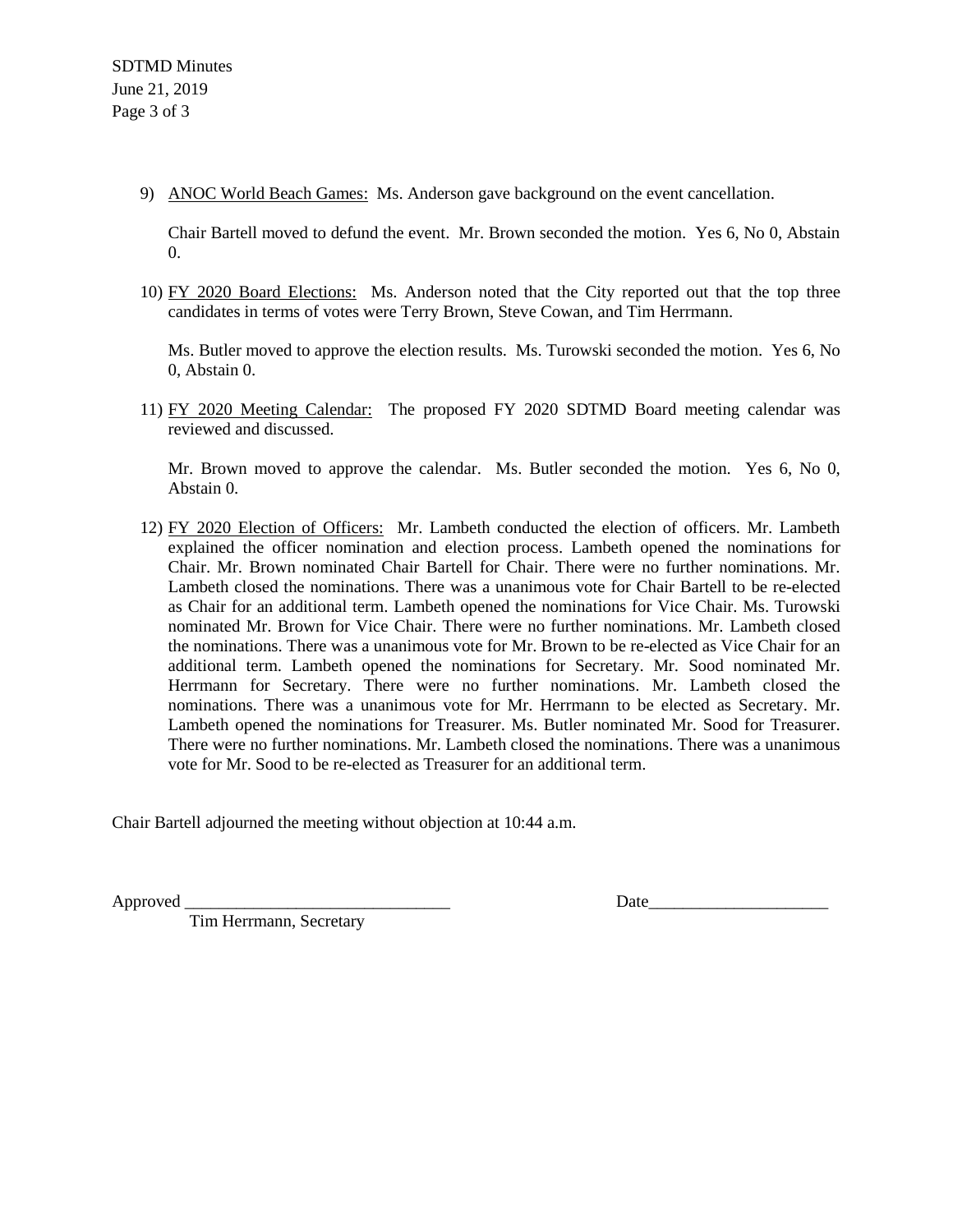9) <u>ANOC World Beach Games:</u> Ms. Anderson gave background on the event cancellation.

   Chair Bartell moved to defund the event. Mr. Brown seconded the motion. Yes 6, No 0, Abstain 0.

10) <u>FY 2020 Board Elections:</u> Ms. Anderson noted that the City reported out that the top three candidates in terms of votes were Terry Brown, Steve Cowan, and Tim Herrmann.

    Ms. Butler moved to approve the election results. Ms. Turowski seconded the motion. Yes 6, No 0, Abstain 0.

11) <u>FY 2020 Meeting Calendar:</u> The proposed FY 2020 SDTMD Board meeting calendar was reviewed and discussed.

    Mr. Brown moved to approve the calendar. Ms. Butler seconded the motion. Yes 6, No 0, Abstain 0.

12) <u>FY 2020 Election of Officers:</u> Mr. Lambeth conducted the election of officers. Mr. Lambeth explained the officer nomination and election process. Lambeth opened the nominations for Chair. Mr. Brown nominated Chair Bartell for Chair. There were no further nominations. Mr. Lambeth closed the nominations. There was a unanimous vote for Chair Bartell to be re-elected as Chair for an additional term. Lambeth opened the nominations for Vice Chair. Ms. Turowski nominated Mr. Brown for Vice Chair. There were no further nominations. Mr. Lambeth closed the nominations. There was a unanimous vote for Mr. Brown to be re-elected as Vice Chair for an additional term. Lambeth opened the nominations for Secretary. Mr. Sood nominated Mr. Herrmann for Secretary. There were no further nominations. Mr. Lambeth closed the nominations. There was a unanimous vote for Mr. Herrmann to be elected as Secretary. Mr. Lambeth opened the nominations for Treasurer. Ms. Butler nominated Mr. Sood for Treasurer. There were no further nominations. Mr. Lambeth closed the nominations. There was a unanimous vote for Mr. Sood to be re-elected as Treasurer for an additional term.

Chair Bartell adjourned the meeting without objection at 10:44 a.m.

Approved ______________________________ Date____________________

Tim Herrmann, Secretary